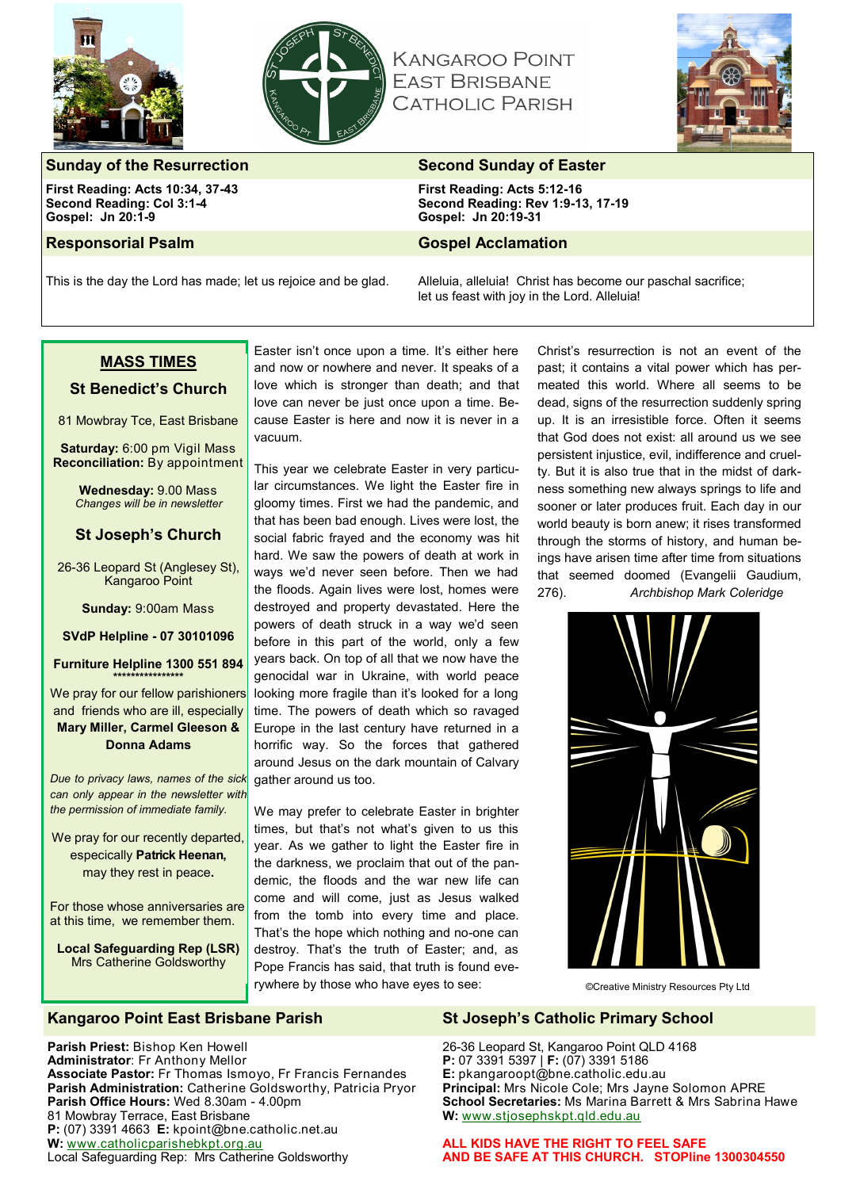# Kangaroo Point East Brisbane Catholic Parish

## Sunday of the Resurrection

**First Reading: Acts 10:34, 37-43**
**Second Reading: Col 3:1-4**
**Gospel: Jn 20:1-9**

### Responsorial Psalm

This is the day the Lord has made; let us rejoice and be glad.

## Second Sunday of Easter

**First Reading: Acts 5:12-16**
**Second Reading: Rev 1:9-13, 17-19**
**Gospel: Jn 20:19-31**

### Gospel Acclamation

Alleluia, alleluia! Christ has become our paschal sacrifice; let us feast with joy in the Lord. Alleluia!

## MASS TIMES

### St Benedict's Church

81 Mowbray Tce, East Brisbane

**Saturday:** 6:00 pm Vigil Mass
**Reconciliation:** By appointment

**Wednesday:** 9.00 Mass
*Changes will be in newsletter*

### St Joseph's Church

26-36 Leopard St (Anglesey St), Kangaroo Point

**Sunday:** 9:00am Mass

**SVdP Helpline - 07 30101096**

**Furniture Helpline 1300 551 894**

*****************

We pray for our fellow parishioners and friends who are ill, especially **Mary Miller, Carmel Gleeson & Donna Adams**

*Due to privacy laws, names of the sick can only appear in the newsletter with the permission of immediate family.*

We pray for our recently departed, especially **Patrick Heenan,** may they rest in peace**.**

For those whose anniversaries are at this time, we remember them.

**Local Safeguarding Rep (LSR)**
Mrs Catherine Goldsworthy

---

Easter isn't once upon a time. It's either here and now or nowhere and never. It speaks of a love which is stronger than death; and that love can never be just once upon a time. Because Easter is here and now it is never in a vacuum.

This year we celebrate Easter in very particular circumstances. We light the Easter fire in gloomy times. First we had the pandemic, and that has been bad enough. Lives were lost, the social fabric frayed and the economy was hit hard. We saw the powers of death at work in ways we'd never seen before. Then we had the floods. Again lives were lost, homes were destroyed and property devastated. Here the powers of death struck in a way we'd seen before in this part of the world, only a few years back. On top of all that we now have the genocidal war in Ukraine, with world peace looking more fragile than it's looked for a long time. The powers of death which so ravaged Europe in the last century have returned in a horrific way. So the forces that gathered around Jesus on the dark mountain of Calvary gather around us too.

We may prefer to celebrate Easter in brighter times, but that's not what's given to us this year. As we gather to light the Easter fire in the darkness, we proclaim that out of the pandemic, the floods and the war new life can come and will come, just as Jesus walked from the tomb into every time and place. That's the hope which nothing and no-one can destroy. That's the truth of Easter; and, as Pope Francis has said, that truth is found everywhere by those who have eyes to see:

Christ's resurrection is not an event of the past; it contains a vital power which has permeated this world. Where all seems to be dead, signs of the resurrection suddenly spring up. It is an irresistible force. Often it seems that God does not exist: all around us we see persistent injustice, evil, indifference and cruelty. But it is also true that in the midst of darkness something new always springs to life and sooner or later produces fruit. Each day in our world beauty is born anew; it rises transformed through the storms of history, and human beings have arisen time after time from situations that seemed doomed (Evangelii Gaudium, 276). *Archbishop Mark Coleridge*

©Creative Ministry Resources Pty Ltd

## Kangaroo Point East Brisbane Parish

**Parish Priest:** Bishop Ken Howell
**Administrator**: Fr Anthony Mellor
**Associate Pastor:** Fr Thomas Ismoyo, Fr Francis Fernandes
**Parish Administration:** Catherine Goldsworthy, Patricia Pryor
**Parish Office Hours:** Wed 8.30am - 4.00pm
81 Mowbray Terrace, East Brisbane
**P:** (07) 3391 4663 **E:** kpoint@bne.catholic.net.au
**W:** www.catholicparishebkpt.org.au
Local Safeguarding Rep: Mrs Catherine Goldsworthy

## St Joseph's Catholic Primary School

26-36 Leopard St, Kangaroo Point QLD 4168
**P:** 07 3391 5397 | **F:** (07) 3391 5186
**E:** pkangaroopt@bne.catholic.edu.au
**Principal:** Mrs Nicole Cole; Mrs Jayne Solomon APRE
**School Secretaries:** Ms Marina Barrett & Mrs Sabrina Hawe
**W:** www.stjosephskpt.qld.edu.au

**ALL KIDS HAVE THE RIGHT TO FEEL SAFE AND BE SAFE AT THIS CHURCH. STOPline 1300304550**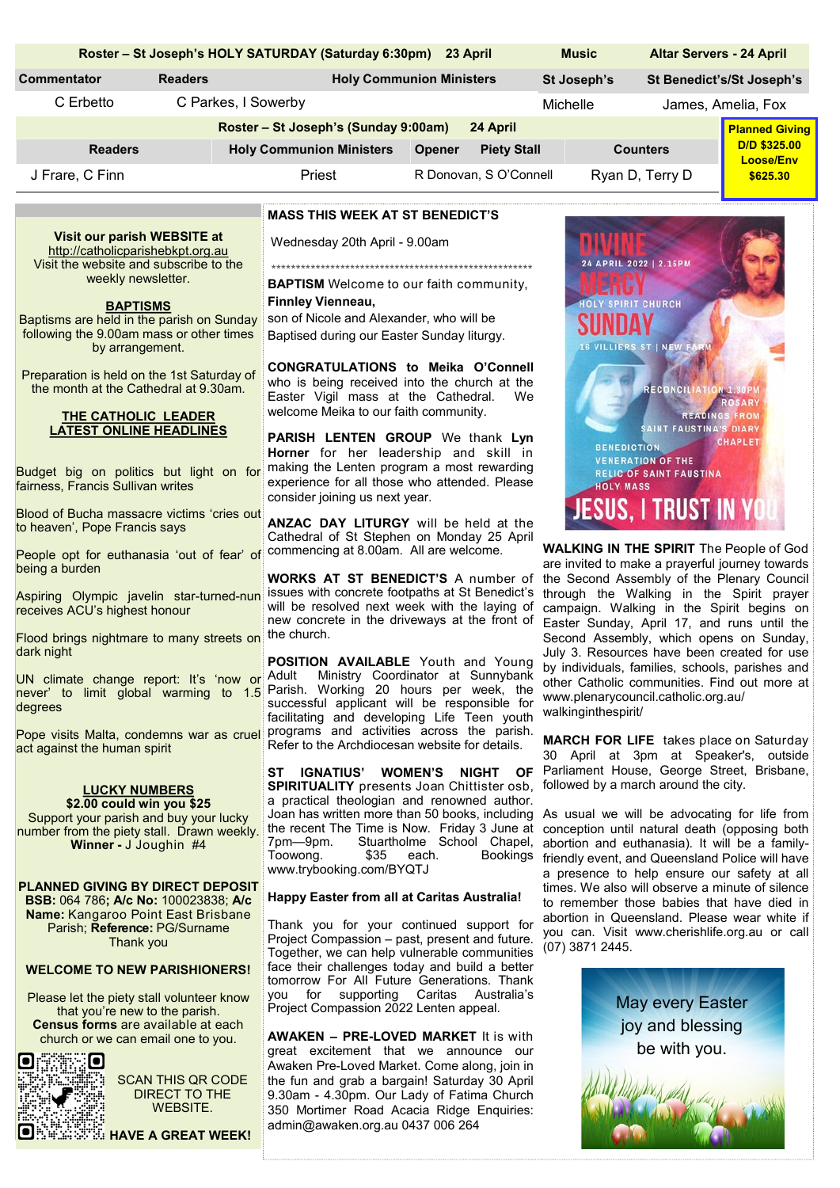| Roster – St Joseph's HOLY SATURDAY (Saturday 6:30pm) 23 April | | | Music | Altar Servers - 24 April |
|---|---|---|---|---|
| **Commentator** | **Readers** | **Holy Communion Ministers** | **St Joseph's** | **St Benedict's/St Joseph's** |
| C Erbetto | C Parkes, I Sowerby | | Michelle | James, Amelia, Fox |

| Roster – St Joseph's (Sunday 9:00am) 24 April | | | | | Planned Giving |
|---|---|---|---|---|---|
| **Readers** | **Holy Communion Ministers** | **Opener** | **Piety Stall** | **Counters** | D/D $325.00 Loose/Env $625.30 |
| J Frare, C Finn | Priest | R Donovan, S O'Connell | | Ryan D, Terry D | |

**Visit our parish WEBSITE at** http://catholicparishebkpt.org.au
Visit the website and subscribe to the weekly newsletter.

**BAPTISMS**
Baptisms are held in the parish on Sunday following the 9.00am mass or other times by arrangement.

Preparation is held on the 1st Saturday of the month at the Cathedral at 9.30am.

**THE CATHOLIC LEADER LATEST ONLINE HEADLINES**

Budget big on politics but light on for fairness, Francis Sullivan writes

Blood of Bucha massacre victims 'cries out to heaven', Pope Francis says

People opt for euthanasia 'out of fear' of being a burden

Aspiring Olympic javelin star-turned-nun receives ACU's highest honour

Flood brings nightmare to many streets on dark night

UN climate change report: It's 'now or never' to limit global warming to 1.5 degrees

Pope visits Malta, condemns war as cruel act against the human spirit

**LUCKY NUMBERS**
**$2.00 could win you $25**
Support your parish and buy your lucky number from the piety stall. Drawn weekly.
**Winner -** J Joughin #4

**PLANNED GIVING BY DIRECT DEPOSIT**
**BSB:** 064 786; **A/c No:** 100023838; **A/c Name:** Kangaroo Point East Brisbane Parish; **Reference:** PG/Surname
Thank you

**WELCOME TO NEW PARISHIONERS!**

Please let the piety stall volunteer know that you're new to the parish.
**Census forms** are available at each church or we can email one to you.

SCAN THIS QR CODE DIRECT TO THE WEBSITE.

**HAVE A GREAT WEEK!**

**MASS THIS WEEK AT ST BENEDICT'S**

Wednesday 20th April - 9.00am

*******************************************************

**BAPTISM** Welcome to our faith community, **Finnley Vienneau,** son of Nicole and Alexander, who will be Baptised during our Easter Sunday liturgy.

**CONGRATULATIONS to Meika O'Connell** who is being received into the church at the Easter Vigil mass at the Cathedral. We welcome Meika to our faith community.

**PARISH LENTEN GROUP** We thank **Lyn Horner** for her leadership and skill in making the Lenten program a most rewarding experience for all those who attended. Please consider joining us next year.

**ANZAC DAY LITURGY** will be held at the Cathedral of St Stephen on Monday 25 April commencing at 8.00am. All are welcome.

**WORKS AT ST BENEDICT'S** A number of issues with concrete footpaths at St Benedict's will be resolved next week with the laying of new concrete in the driveways at the front of the church.

**POSITION AVAILABLE** Youth and Young Adult Ministry Coordinator at Sunnybank Parish. Working 20 hours per week, the successful applicant will be responsible for facilitating and developing Life Teen youth programs and activities across the parish. Refer to the Archdiocesan website for details.

**ST IGNATIUS' WOMEN'S NIGHT OF SPIRITUALITY** presents Joan Chittister osb, a practical theologian and renowned author. Joan has written more than 50 books, including the recent The Time is Now. Friday 3 June at 7pm—9pm. Stuartholme School Chapel, Toowong. $35 each. Bookings www.trybooking.com/BYQTJ

**Happy Easter from all at Caritas Australia!**

Thank you for your continued support for Project Compassion – past, present and future. Together, we can help vulnerable communities face their challenges today and build a better tomorrow For All Future Generations. Thank you for supporting Caritas Australia's Project Compassion 2022 Lenten appeal.

**AWAKEN – PRE-LOVED MARKET** It is with great excitement that we announce our Awaken Pre-Loved Market. Come along, join in the fun and grab a bargain! Saturday 30 April 9.30am - 4.30pm. Our Lady of Fatima Church 350 Mortimer Road Acacia Ridge Enquiries: admin@awaken.org.au 0437 006 264

DIVINE MERCY SUNDAY
24 APRIL 2022 | 2.15PM
HOLY SPIRIT CHURCH
18 VILLIERS ST | NEW FARM
RECONCILIATION 1.30PM
ROSARY
READINGS FROM SAINT FAUSTINA'S DIARY
CHAPLET
BENEDICTION
VENERATION OF THE RELIC OF SAINT FAUSTINA
HOLY MASS
JESUS, I TRUST IN YOU

**WALKING IN THE SPIRIT** The People of God are invited to make a prayerful journey towards the Second Assembly of the Plenary Council through the Walking in the Spirit prayer campaign. Walking in the Spirit begins on Easter Sunday, April 17, and runs until the Second Assembly, which opens on Sunday, July 3. Resources have been created for use by individuals, families, schools, parishes and other Catholic communities. Find out more at www.plenarycouncil.catholic.org.au/walkinginthespirit/

**MARCH FOR LIFE** takes place on Saturday 30 April at 3pm at Speaker's, outside Parliament House, George Street, Brisbane, followed by a march around the city.

As usual we will be advocating for life from conception until natural death (opposing both abortion and euthanasia). It will be a family-friendly event, and Queensland Police will have a presence to help ensure our safety at all times. We also will observe a minute of silence to remember those babies that have died in abortion in Queensland. Please wear white if you can. Visit www.cherishlife.org.au or call (07) 3871 2445.

May every Easter joy and blessing be with you.